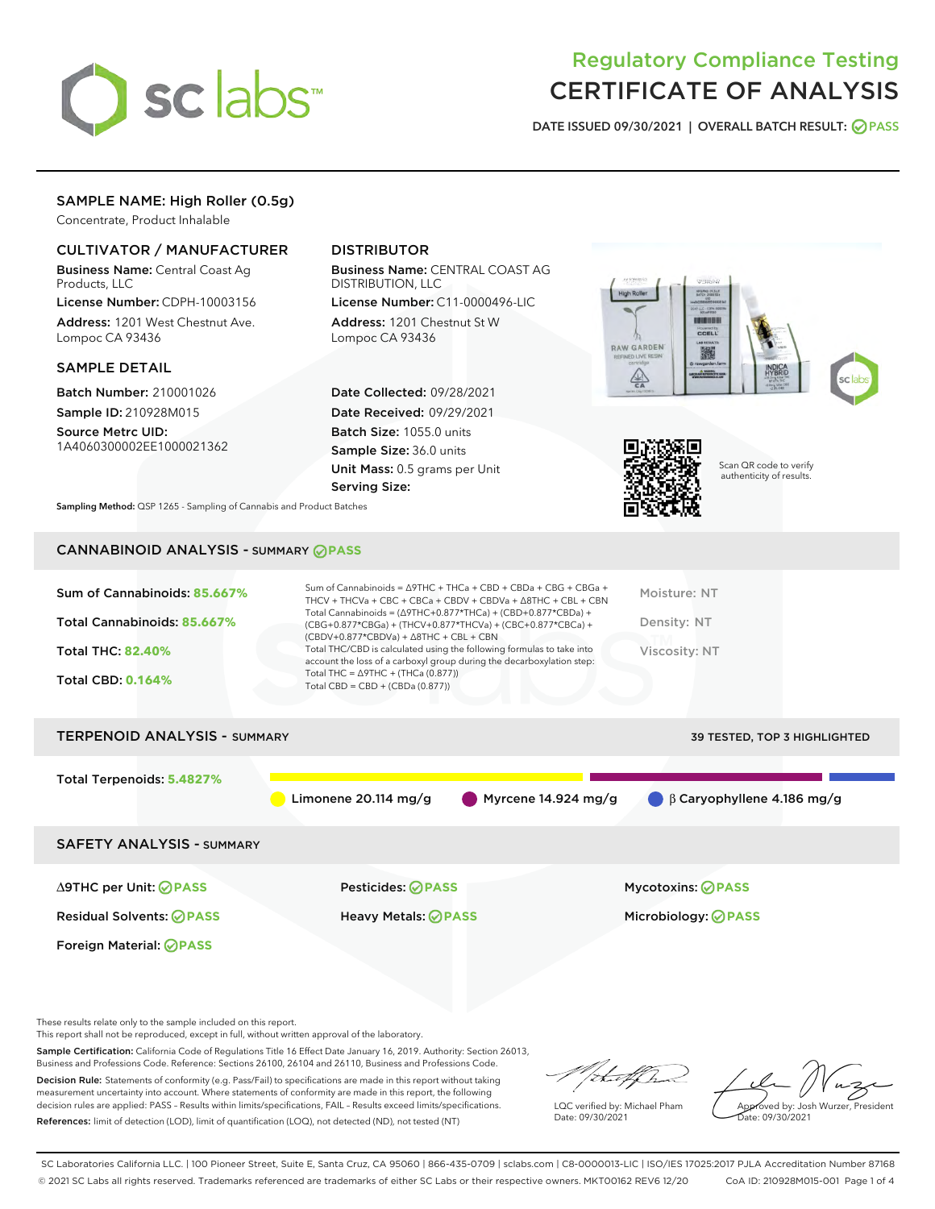# Regulatory Compliance Testing
# CERTIFICATE OF ANALYSIS

DATE ISSUED 09/30/2021 | OVERALL BATCH RESULT: PASS

## SAMPLE NAME: High Roller (0.5g)

Concentrate, Product Inhalable

### CULTIVATOR / MANUFACTURER

**Business Name:** Central Coast Ag Products, LLC

**License Number:** CDPH-10003156

**Address:** 1201 West Chestnut Ave. Lompoc CA 93436

### DISTRIBUTOR

**Business Name:** CENTRAL COAST AG DISTRIBUTION, LLC

**License Number:** C11-0000496-LIC

**Address:** 1201 Chestnut St W Lompoc CA 93436

### SAMPLE DETAIL

**Batch Number:** 210001026

**Sample ID:** 210928M015

**Source Metrc UID:** 1A4060300002EE1000021362

**Date Collected:** 09/28/2021

**Date Received:** 09/29/2021

**Batch Size:** 1055.0 units

**Sample Size:** 36.0 units

**Unit Mass:** 0.5 grams per Unit

**Serving Size:**

Scan QR code to verify authenticity of results.

**Sampling Method:** QSP 1265 - Sampling of Cannabis and Product Batches

## CANNABINOID ANALYSIS - SUMMARY PASS

Sum of Cannabinoids: **85.667%**

Total Cannabinoids: **85.667%**

Total THC: **82.40%**

Total CBD: **0.164%**

Sum of Cannabinoids = Δ9THC + THCa + CBD + CBDa + CBG + CBGa + THCV + THCVa + CBC + CBCa + CBDV + CBDVa + Δ8THC + CBL + CBN

Total Cannabinoids = (Δ9THC+0.877*THCa) + (CBD+0.877*CBDa) + (CBG+0.877*CBGa) + (THCV+0.877*THCVa) + (CBC+0.877*CBCa) + (CBDV+0.877*CBDVa) + Δ8THC + CBL + CBN

Total THC/CBD is calculated using the following formulas to take into account the loss of a carboxyl group during the decarboxylation step:

Total THC = Δ9THC + (THCa (0.877))

Total CBD = CBD + (CBDa (0.877))

Moisture: NT

Density: NT

Viscosity: NT

## TERPENOID ANALYSIS - SUMMARY

39 TESTED, TOP 3 HIGHLIGHTED

Total Terpenoids: **5.4827%**

Limonene 20.114 mg/g | Myrcene 14.924 mg/g | β Caryophyllene 4.186 mg/g

## SAFETY ANALYSIS - SUMMARY

| | | |
|---|---|---|
| Δ9THC per Unit: PASS | Pesticides: PASS | Mycotoxins: PASS |
| Residual Solvents: PASS | Heavy Metals: PASS | Microbiology: PASS |
| Foreign Material: PASS | | |

These results relate only to the sample included on this report.

This report shall not be reproduced, except in full, without written approval of the laboratory.

**Sample Certification:** California Code of Regulations Title 16 Effect Date January 16, 2019. Authority: Section 26013, Business and Professions Code. Reference: Sections 26100, 26104 and 26110, Business and Professions Code.

**Decision Rule:** Statements of conformity (e.g. Pass/Fail) to specifications are made in this report without taking measurement uncertainty into account. Where statements of conformity are made in this report, the following decision rules are applied: PASS – Results within limits/specifications, FAIL – Results exceed limits/specifications.

**References:** limit of detection (LOD), limit of quantification (LOQ), not detected (ND), not tested (NT)

LQC verified by: Michael Pham
Date: 09/30/2021

Approved by: Josh Wurzer, President
Date: 09/30/2021

SC Laboratories California LLC. | 100 Pioneer Street, Suite E, Santa Cruz, CA 95060 | 866-435-0709 | sclabs.com | C8-0000013-LIC | ISO/IES 17025:2017 PJLA Accreditation Number 87168

© 2021 SC Labs all rights reserved. Trademarks referenced are trademarks of either SC Labs or their respective owners. MKT00162 REV6 12/20 CoA ID: 210928M015-001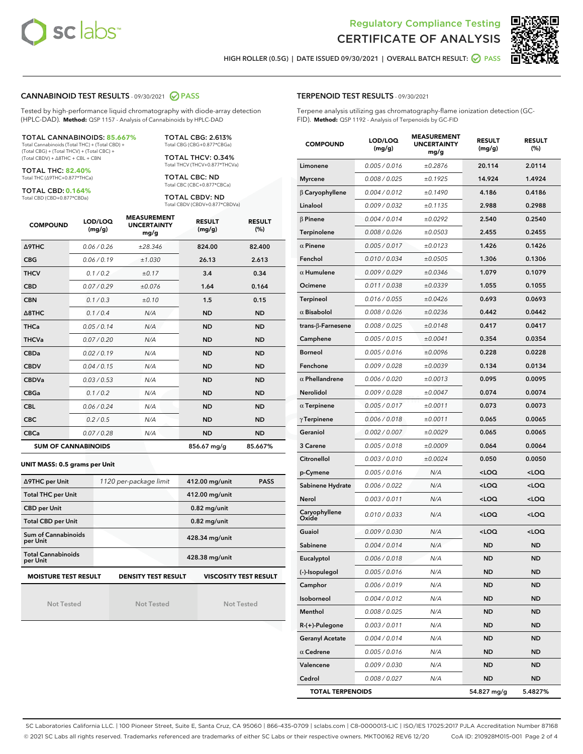# Regulatory Compliance Testing
# CERTIFICATE OF ANALYSIS

HIGH ROLLER (0.5G) | DATE ISSUED 09/30/2021 | OVERALL BATCH RESULT: PASS

## CANNABINOID TEST RESULTS - 09/30/2021 PASS

Tested by high-performance liquid chromatography with diode-array detection (HPLC-DAD). **Method:** QSP 1157 - Analysis of Cannabinoids by HPLC-DAD

**TOTAL CANNABINOIDS: 85.667%**
Total Cannabinoids (Total THC) + (Total CBD) + (Total CBG) + (Total THCV) + (Total CBC) + (Total CBDV) + Δ8THC + CBL + CBN

**TOTAL THC: 82.40%**
Total THC (Δ9THC+0.877*THCa)

**TOTAL CBD: 0.164%**
Total CBD (CBD+0.877*CBDa)

**TOTAL CBG: 2.613%**
Total CBG (CBG+0.877*CBGa)

**TOTAL THCV: 0.34%**
Total THCV (THCV+0.877*THCVa)

**TOTAL CBC: ND**
Total CBC (CBC+0.877*CBCa)

**TOTAL CBDV: ND**
Total CBDV (CBDV+0.877*CBDVa)

| COMPOUND | LOD/LOQ (mg/g) | MEASUREMENT UNCERTAINTY mg/g | RESULT (mg/g) | RESULT (%) |
|---|---|---|---|---|
| Δ9THC | 0.06 / 0.26 | ±28.346 | 824.00 | 82.400 |
| CBG | 0.06 / 0.19 | ±1.030 | 26.13 | 2.613 |
| THCV | 0.1 / 0.2 | ±0.17 | 3.4 | 0.34 |
| CBD | 0.07 / 0.29 | ±0.076 | 1.64 | 0.164 |
| CBN | 0.1 / 0.3 | ±0.10 | 1.5 | 0.15 |
| Δ8THC | 0.1 / 0.4 | N/A | ND | ND |
| THCa | 0.05 / 0.14 | N/A | ND | ND |
| THCVa | 0.07 / 0.20 | N/A | ND | ND |
| CBDa | 0.02 / 0.19 | N/A | ND | ND |
| CBDV | 0.04 / 0.15 | N/A | ND | ND |
| CBDVa | 0.03 / 0.53 | N/A | ND | ND |
| CBGa | 0.1 / 0.2 | N/A | ND | ND |
| CBL | 0.06 / 0.24 | N/A | ND | ND |
| CBC | 0.2 / 0.5 | N/A | ND | ND |
| CBCa | 0.07 / 0.28 | N/A | ND | ND |
| **SUM OF CANNABINOIDS** | | | 856.67 mg/g | 85.667% |

**UNIT MASS: 0.5 grams per Unit**

| | | | |
|---|---|---|---|
| Δ9THC per Unit | 1120 per-package limit | 412.00 mg/unit | PASS |
| Total THC per Unit | | 412.00 mg/unit | |
| CBD per Unit | | 0.82 mg/unit | |
| Total CBD per Unit | | 0.82 mg/unit | |
| Sum of Cannabinoids per Unit | | 428.34 mg/unit | |
| Total Cannabinoids per Unit | | 428.38 mg/unit | |

| MOISTURE TEST RESULT | DENSITY TEST RESULT | VISCOSITY TEST RESULT |
|---|---|---|
| Not Tested | Not Tested | Not Tested |

## TERPENOID TEST RESULTS - 09/30/2021

Terpene analysis utilizing gas chromatography-flame ionization detection (GC-FID). **Method:** QSP 1192 - Analysis of Terpenoids by GC-FID

| COMPOUND | LOD/LOQ (mg/g) | MEASUREMENT UNCERTAINTY mg/g | RESULT (mg/g) | RESULT (%) |
|---|---|---|---|---|
| Limonene | 0.005 / 0.016 | ±0.2876 | 20.114 | 2.0114 |
| Myrcene | 0.008 / 0.025 | ±0.1925 | 14.924 | 1.4924 |
| β Caryophyllene | 0.004 / 0.012 | ±0.1490 | 4.186 | 0.4186 |
| Linalool | 0.009 / 0.032 | ±0.1135 | 2.988 | 0.2988 |
| β Pinene | 0.004 / 0.014 | ±0.0292 | 2.540 | 0.2540 |
| Terpinolene | 0.008 / 0.026 | ±0.0503 | 2.455 | 0.2455 |
| α Pinene | 0.005 / 0.017 | ±0.0123 | 1.426 | 0.1426 |
| Fenchol | 0.010 / 0.034 | ±0.0505 | 1.306 | 0.1306 |
| α Humulene | 0.009 / 0.029 | ±0.0346 | 1.079 | 0.1079 |
| Ocimene | 0.011 / 0.038 | ±0.0339 | 1.055 | 0.1055 |
| Terpineol | 0.016 / 0.055 | ±0.0426 | 0.693 | 0.0693 |
| α Bisabolol | 0.008 / 0.026 | ±0.0236 | 0.442 | 0.0442 |
| trans-β-Farnesene | 0.008 / 0.025 | ±0.0148 | 0.417 | 0.0417 |
| Camphene | 0.005 / 0.015 | ±0.0041 | 0.354 | 0.0354 |
| Borneol | 0.005 / 0.016 | ±0.0096 | 0.228 | 0.0228 |
| Fenchone | 0.009 / 0.028 | ±0.0039 | 0.134 | 0.0134 |
| α Phellandrene | 0.006 / 0.020 | ±0.0013 | 0.095 | 0.0095 |
| Nerolidol | 0.009 / 0.028 | ±0.0047 | 0.074 | 0.0074 |
| α Terpinene | 0.005 / 0.017 | ±0.0011 | 0.073 | 0.0073 |
| γ Terpinene | 0.006 / 0.018 | ±0.0011 | 0.065 | 0.0065 |
| Geraniol | 0.002 / 0.007 | ±0.0029 | 0.065 | 0.0065 |
| 3 Carene | 0.005 / 0.018 | ±0.0009 | 0.064 | 0.0064 |
| Citronellol | 0.003 / 0.010 | ±0.0024 | 0.050 | 0.0050 |
| p-Cymene | 0.005 / 0.016 | N/A | <LOQ | <LOQ |
| Sabinene Hydrate | 0.006 / 0.022 | N/A | <LOQ | <LOQ |
| Nerol | 0.003 / 0.011 | N/A | <LOQ | <LOQ |
| Caryophyllene Oxide | 0.010 / 0.033 | N/A | <LOQ | <LOQ |
| Guaiol | 0.009 / 0.030 | N/A | <LOQ | <LOQ |
| Sabinene | 0.004 / 0.014 | N/A | ND | ND |
| Eucalyptol | 0.006 / 0.018 | N/A | ND | ND |
| (-)-Isopulegol | 0.005 / 0.016 | N/A | ND | ND |
| Camphor | 0.006 / 0.019 | N/A | ND | ND |
| Isoborneol | 0.004 / 0.012 | N/A | ND | ND |
| Menthol | 0.008 / 0.025 | N/A | ND | ND |
| R-(+)-Pulegone | 0.003 / 0.011 | N/A | ND | ND |
| Geranyl Acetate | 0.004 / 0.014 | N/A | ND | ND |
| α Cedrene | 0.005 / 0.016 | N/A | ND | ND |
| Valencene | 0.009 / 0.030 | N/A | ND | ND |
| Cedrol | 0.008 / 0.027 | N/A | ND | ND |
| **TOTAL TERPENOIDS** | | | 54.827 mg/g | 5.4827% |

SC Laboratories California LLC. | 100 Pioneer Street, Suite E, Santa Cruz, CA 95060 | 866-435-0709 | sclabs.com | C8-0000013-LIC | ISO/IES 17025:2017 PJLA Accreditation Number 87168
© 2021 SC Labs all rights reserved. Trademarks referenced are trademarks of either SC Labs or their respective owners. MKT00162 REV6 12/20 CoA ID: 210928M015-001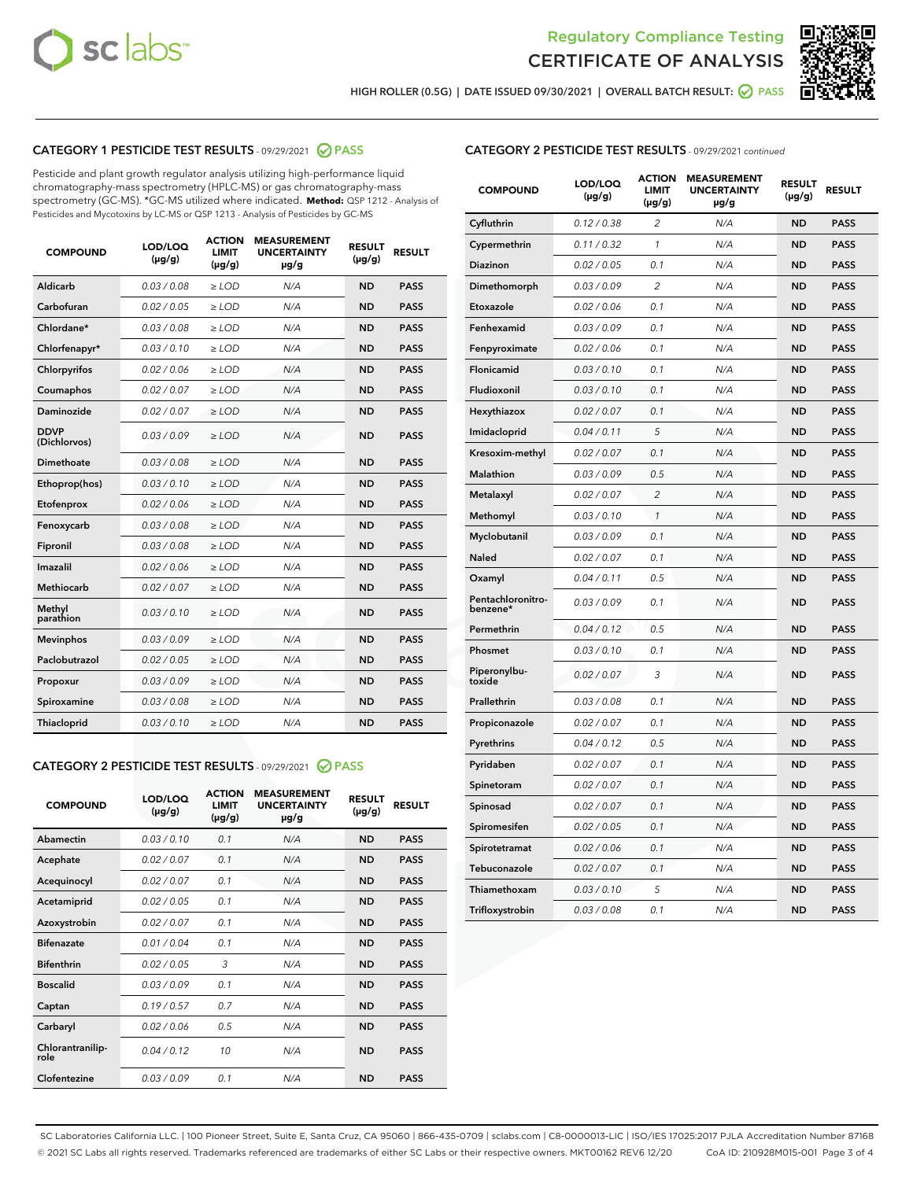Regulatory Compliance Testing
CERTIFICATE OF ANALYSIS

HIGH ROLLER (0.5G) | DATE ISSUED 09/30/2021 | OVERALL BATCH RESULT: PASS

## CATEGORY 1 PESTICIDE TEST RESULTS - 09/29/2021 PASS

Pesticide and plant growth regulator analysis utilizing high-performance liquid chromatography-mass spectrometry (HPLC-MS) or gas chromatography-mass spectrometry (GC-MS). *GC-MS utilized where indicated. **Method:** QSP 1212 - Analysis of Pesticides and Mycotoxins by LC-MS or QSP 1213 - Analysis of Pesticides by GC-MS

| COMPOUND | LOD/LOQ (µg/g) | ACTION LIMIT (µg/g) | MEASUREMENT UNCERTAINTY µg/g | RESULT (µg/g) | RESULT |
|---|---|---|---|---|---|
| Aldicarb | 0.03 / 0.08 | ≥ LOD | N/A | ND | PASS |
| Carbofuran | 0.02 / 0.05 | ≥ LOD | N/A | ND | PASS |
| Chlordane* | 0.03 / 0.08 | ≥ LOD | N/A | ND | PASS |
| Chlorfenapyr* | 0.03 / 0.10 | ≥ LOD | N/A | ND | PASS |
| Chlorpyrifos | 0.02 / 0.06 | ≥ LOD | N/A | ND | PASS |
| Coumaphos | 0.02 / 0.07 | ≥ LOD | N/A | ND | PASS |
| Daminozide | 0.02 / 0.07 | ≥ LOD | N/A | ND | PASS |
| DDVP (Dichlorvos) | 0.03 / 0.09 | ≥ LOD | N/A | ND | PASS |
| Dimethoate | 0.03 / 0.08 | ≥ LOD | N/A | ND | PASS |
| Ethoprop(hos) | 0.03 / 0.10 | ≥ LOD | N/A | ND | PASS |
| Etofenprox | 0.02 / 0.06 | ≥ LOD | N/A | ND | PASS |
| Fenoxycarb | 0.03 / 0.08 | ≥ LOD | N/A | ND | PASS |
| Fipronil | 0.03 / 0.08 | ≥ LOD | N/A | ND | PASS |
| Imazalil | 0.02 / 0.06 | ≥ LOD | N/A | ND | PASS |
| Methiocarb | 0.02 / 0.07 | ≥ LOD | N/A | ND | PASS |
| Methyl parathion | 0.03 / 0.10 | ≥ LOD | N/A | ND | PASS |
| Mevinphos | 0.03 / 0.09 | ≥ LOD | N/A | ND | PASS |
| Paclobutrazol | 0.02 / 0.05 | ≥ LOD | N/A | ND | PASS |
| Propoxur | 0.03 / 0.09 | ≥ LOD | N/A | ND | PASS |
| Spiroxamine | 0.03 / 0.08 | ≥ LOD | N/A | ND | PASS |
| Thiacloprid | 0.03 / 0.10 | ≥ LOD | N/A | ND | PASS |

## CATEGORY 2 PESTICIDE TEST RESULTS - 09/29/2021 PASS

| COMPOUND | LOD/LOQ (µg/g) | ACTION LIMIT (µg/g) | MEASUREMENT UNCERTAINTY µg/g | RESULT (µg/g) | RESULT |
|---|---|---|---|---|---|
| Abamectin | 0.03 / 0.10 | 0.1 | N/A | ND | PASS |
| Acephate | 0.02 / 0.07 | 0.1 | N/A | ND | PASS |
| Acequinocyl | 0.02 / 0.07 | 0.1 | N/A | ND | PASS |
| Acetamiprid | 0.02 / 0.05 | 0.1 | N/A | ND | PASS |
| Azoxystrobin | 0.02 / 0.07 | 0.1 | N/A | ND | PASS |
| Bifenazate | 0.01 / 0.04 | 0.1 | N/A | ND | PASS |
| Bifenthrin | 0.02 / 0.05 | 3 | N/A | ND | PASS |
| Boscalid | 0.03 / 0.09 | 0.1 | N/A | ND | PASS |
| Captan | 0.19 / 0.57 | 0.7 | N/A | ND | PASS |
| Carbaryl | 0.02 / 0.06 | 0.5 | N/A | ND | PASS |
| Chlorantraniliprole | 0.04 / 0.12 | 10 | N/A | ND | PASS |
| Clofentezine | 0.03 / 0.09 | 0.1 | N/A | ND | PASS |
| Cyfluthrin | 0.12 / 0.38 | 2 | N/A | ND | PASS |
| Cypermethrin | 0.11 / 0.32 | 1 | N/A | ND | PASS |
| Diazinon | 0.02 / 0.05 | 0.1 | N/A | ND | PASS |
| Dimethomorph | 0.03 / 0.09 | 2 | N/A | ND | PASS |
| Etoxazole | 0.02 / 0.06 | 0.1 | N/A | ND | PASS |
| Fenhexamid | 0.03 / 0.09 | 0.1 | N/A | ND | PASS |
| Fenpyroximate | 0.02 / 0.06 | 0.1 | N/A | ND | PASS |
| Flonicamid | 0.03 / 0.10 | 0.1 | N/A | ND | PASS |
| Fludioxonil | 0.03 / 0.10 | 0.1 | N/A | ND | PASS |
| Hexythiazox | 0.02 / 0.07 | 0.1 | N/A | ND | PASS |
| Imidacloprid | 0.04 / 0.11 | 5 | N/A | ND | PASS |
| Kresoxim-methyl | 0.02 / 0.07 | 0.1 | N/A | ND | PASS |
| Malathion | 0.03 / 0.09 | 0.5 | N/A | ND | PASS |
| Metalaxyl | 0.02 / 0.07 | 2 | N/A | ND | PASS |
| Methomyl | 0.03 / 0.10 | 1 | N/A | ND | PASS |
| Myclobutanil | 0.03 / 0.09 | 0.1 | N/A | ND | PASS |
| Naled | 0.02 / 0.07 | 0.1 | N/A | ND | PASS |
| Oxamyl | 0.04 / 0.11 | 0.5 | N/A | ND | PASS |
| Pentachloronitrobenzene* | 0.03 / 0.09 | 0.1 | N/A | ND | PASS |
| Permethrin | 0.04 / 0.12 | 0.5 | N/A | ND | PASS |
| Phosmet | 0.03 / 0.10 | 0.1 | N/A | ND | PASS |
| Piperonylbutoxide | 0.02 / 0.07 | 3 | N/A | ND | PASS |
| Prallethrin | 0.03 / 0.08 | 0.1 | N/A | ND | PASS |
| Propiconazole | 0.02 / 0.07 | 0.1 | N/A | ND | PASS |
| Pyrethrins | 0.04 / 0.12 | 0.5 | N/A | ND | PASS |
| Pyridaben | 0.02 / 0.07 | 0.1 | N/A | ND | PASS |
| Spinetoram | 0.02 / 0.07 | 0.1 | N/A | ND | PASS |
| Spinosad | 0.02 / 0.07 | 0.1 | N/A | ND | PASS |
| Spiromesifen | 0.02 / 0.05 | 0.1 | N/A | ND | PASS |
| Spirotetramat | 0.02 / 0.06 | 0.1 | N/A | ND | PASS |
| Tebuconazole | 0.02 / 0.07 | 0.1 | N/A | ND | PASS |
| Thiamethoxam | 0.03 / 0.10 | 5 | N/A | ND | PASS |
| Trifloxystrobin | 0.03 / 0.08 | 0.1 | N/A | ND | PASS |

SC Laboratories California LLC. | 100 Pioneer Street, Suite E, Santa Cruz, CA 95060 | 866-435-0709 | sclabs.com | C8-0000013-LIC | ISO/IES 17025:2017 PJLA Accreditation Number 87168
© 2021 SC Labs all rights reserved. Trademarks referenced are trademarks of either SC Labs or their respective owners. MKT00162 REV6 12/20 CoA ID: 210928M015-001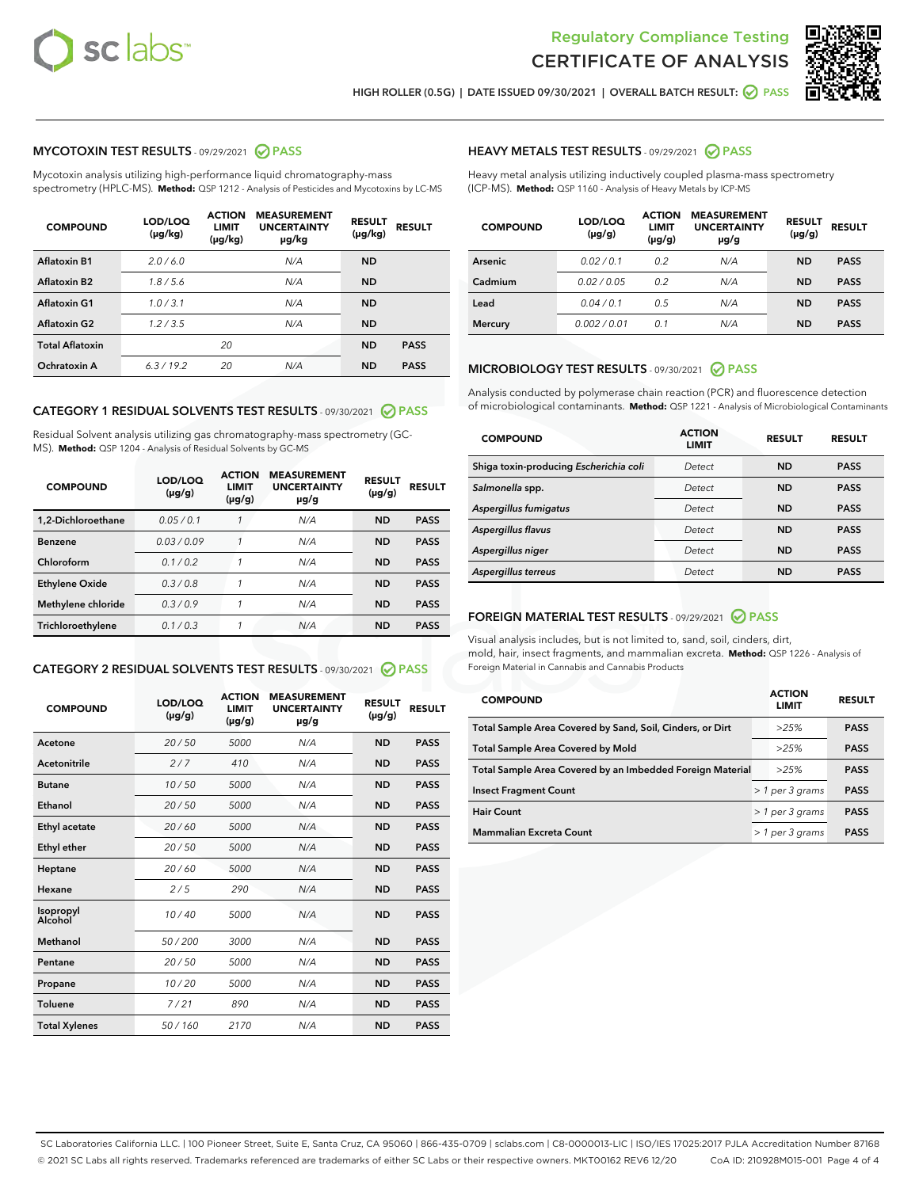# Regulatory Compliance Testing
# CERTIFICATE OF ANALYSIS

HIGH ROLLER (0.5G) | DATE ISSUED 09/30/2021 | OVERALL BATCH RESULT: PASS

## MYCOTOXIN TEST RESULTS - 09/29/2021 PASS

Mycotoxin analysis utilizing high-performance liquid chromatography-mass spectrometry (HPLC-MS). **Method:** QSP 1212 - Analysis of Pesticides and Mycotoxins by LC-MS

| COMPOUND | LOD/LOQ (µg/kg) | ACTION LIMIT (µg/kg) | MEASUREMENT UNCERTAINTY µg/kg | RESULT (µg/kg) | RESULT |
|---|---|---|---|---|---|
| Aflatoxin B1 | 2.0 / 6.0 | | N/A | ND | |
| Aflatoxin B2 | 1.8 / 5.6 | | N/A | ND | |
| Aflatoxin G1 | 1.0 / 3.1 | | N/A | ND | |
| Aflatoxin G2 | 1.2 / 3.5 | | N/A | ND | |
| Total Aflatoxin | | 20 | | ND | PASS |
| Ochratoxin A | 6.3 / 19.2 | 20 | N/A | ND | PASS |

## CATEGORY 1 RESIDUAL SOLVENTS TEST RESULTS - 09/30/2021 PASS

Residual Solvent analysis utilizing gas chromatography-mass spectrometry (GC-MS). **Method:** QSP 1204 - Analysis of Residual Solvents by GC-MS

| COMPOUND | LOD/LOQ (µg/g) | ACTION LIMIT (µg/g) | MEASUREMENT UNCERTAINTY µg/g | RESULT (µg/g) | RESULT |
|---|---|---|---|---|---|
| 1,2-Dichloroethane | 0.05 / 0.1 | 1 | N/A | ND | PASS |
| Benzene | 0.03 / 0.09 | 1 | N/A | ND | PASS |
| Chloroform | 0.1 / 0.2 | 1 | N/A | ND | PASS |
| Ethylene Oxide | 0.3 / 0.8 | 1 | N/A | ND | PASS |
| Methylene chloride | 0.3 / 0.9 | 1 | N/A | ND | PASS |
| Trichloroethylene | 0.1 / 0.3 | 1 | N/A | ND | PASS |

## CATEGORY 2 RESIDUAL SOLVENTS TEST RESULTS - 09/30/2021 PASS

| COMPOUND | LOD/LOQ (µg/g) | ACTION LIMIT (µg/g) | MEASUREMENT UNCERTAINTY µg/g | RESULT (µg/g) | RESULT |
|---|---|---|---|---|---|
| Acetone | 20 / 50 | 5000 | N/A | ND | PASS |
| Acetonitrile | 2 / 7 | 410 | N/A | ND | PASS |
| Butane | 10 / 50 | 5000 | N/A | ND | PASS |
| Ethanol | 20 / 50 | 5000 | N/A | ND | PASS |
| Ethyl acetate | 20 / 60 | 5000 | N/A | ND | PASS |
| Ethyl ether | 20 / 50 | 5000 | N/A | ND | PASS |
| Heptane | 20 / 60 | 5000 | N/A | ND | PASS |
| Hexane | 2 / 5 | 290 | N/A | ND | PASS |
| Isopropyl Alcohol | 10 / 40 | 5000 | N/A | ND | PASS |
| Methanol | 50 / 200 | 3000 | N/A | ND | PASS |
| Pentane | 20 / 50 | 5000 | N/A | ND | PASS |
| Propane | 10 / 20 | 5000 | N/A | ND | PASS |
| Toluene | 7 / 21 | 890 | N/A | ND | PASS |
| Total Xylenes | 50 / 160 | 2170 | N/A | ND | PASS |

## HEAVY METALS TEST RESULTS - 09/29/2021 PASS

Heavy metal analysis utilizing inductively coupled plasma-mass spectrometry (ICP-MS). **Method:** QSP 1160 - Analysis of Heavy Metals by ICP-MS

| COMPOUND | LOD/LOQ (µg/g) | ACTION LIMIT (µg/g) | MEASUREMENT UNCERTAINTY µg/g | RESULT (µg/g) | RESULT |
|---|---|---|---|---|---|
| Arsenic | 0.02 / 0.1 | 0.2 | N/A | ND | PASS |
| Cadmium | 0.02 / 0.05 | 0.2 | N/A | ND | PASS |
| Lead | 0.04 / 0.1 | 0.5 | N/A | ND | PASS |
| Mercury | 0.002 / 0.01 | 0.1 | N/A | ND | PASS |

## MICROBIOLOGY TEST RESULTS - 09/30/2021 PASS

Analysis conducted by polymerase chain reaction (PCR) and fluorescence detection of microbiological contaminants. **Method:** QSP 1221 - Analysis of Microbiological Contaminants

| COMPOUND | ACTION LIMIT | RESULT | RESULT |
|---|---|---|---|
| Shiga toxin-producing *Escherichia coli* | Detect | ND | PASS |
| *Salmonella* spp. | Detect | ND | PASS |
| *Aspergillus fumigatus* | Detect | ND | PASS |
| *Aspergillus flavus* | Detect | ND | PASS |
| *Aspergillus niger* | Detect | ND | PASS |
| *Aspergillus terreus* | Detect | ND | PASS |

## FOREIGN MATERIAL TEST RESULTS - 09/29/2021 PASS

Visual analysis includes, but is not limited to, sand, soil, cinders, dirt, mold, hair, insect fragments, and mammalian excreta. **Method:** QSP 1226 - Analysis of Foreign Material in Cannabis and Cannabis Products

| COMPOUND | ACTION LIMIT | RESULT |
|---|---|---|
| Total Sample Area Covered by Sand, Soil, Cinders, or Dirt | >25% | PASS |
| Total Sample Area Covered by Mold | >25% | PASS |
| Total Sample Area Covered by an Imbedded Foreign Material | >25% | PASS |
| Insect Fragment Count | > 1 per 3 grams | PASS |
| Hair Count | > 1 per 3 grams | PASS |
| Mammalian Excreta Count | > 1 per 3 grams | PASS |

SC Laboratories California LLC. | 100 Pioneer Street, Suite E, Santa Cruz, CA 95060 | 866-435-0709 | sclabs.com | C8-0000013-LIC | ISO/IES 17025:2017 PJLA Accreditation Number 87168
© 2021 SC Labs all rights reserved. Trademarks referenced are trademarks of either SC Labs or their respective owners. MKT00162 REV6 12/20 CoA ID: 210928M015-001